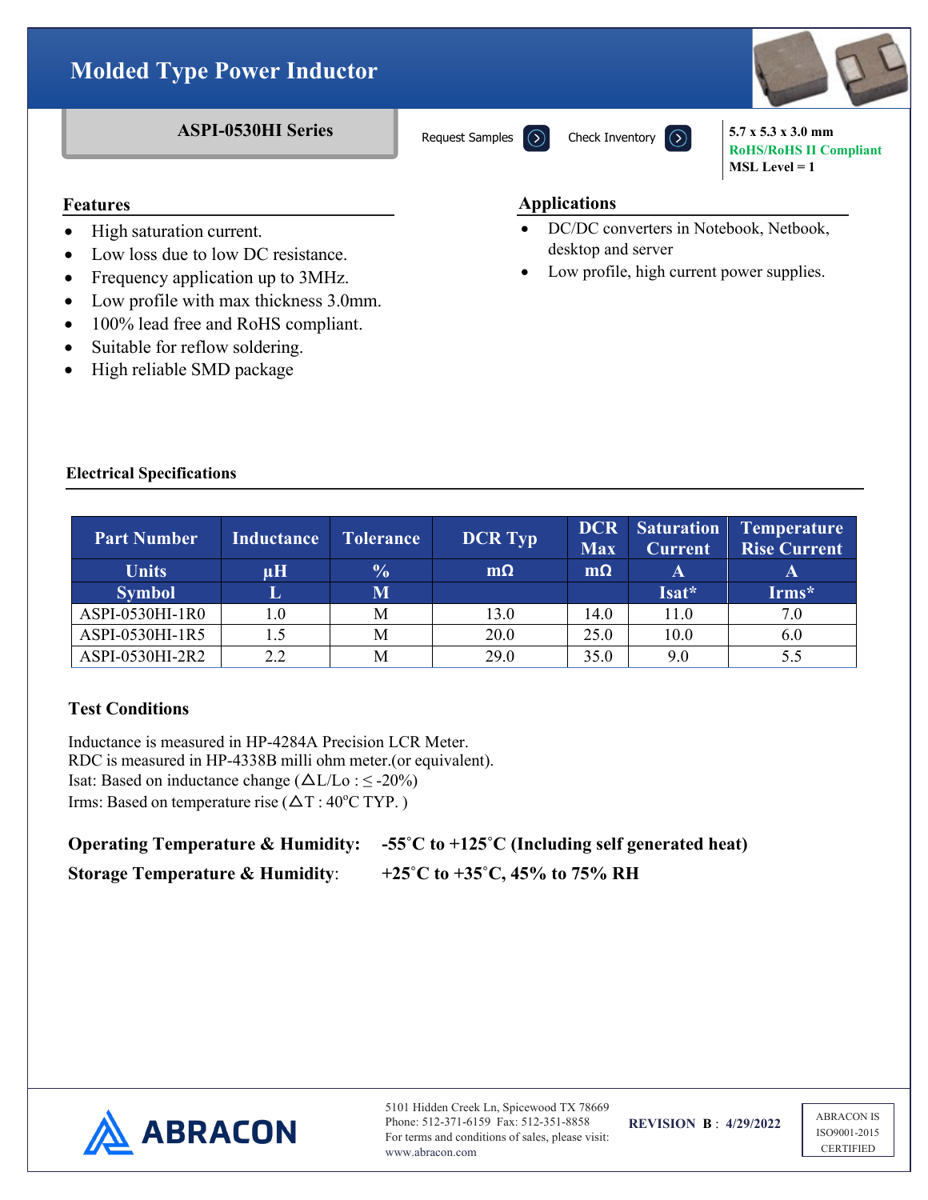# Molded Type Power Inductor

## ASPI-0530HI Series

Request Samples | Check Inventory

**5.7 x 5.3 x 3.0 mm**
**RoHS/RoHS II Compliant**
**MSL Level = 1**

## Features

- High saturation current.
- Low loss due to low DC resistance.
- Frequency application up to 3MHz.
- Low profile with max thickness 3.0mm.
- 100% lead free and RoHS compliant.
- Suitable for reflow soldering.
- High reliable SMD package

## Applications

- DC/DC converters in Notebook, Netbook, desktop and server
- Low profile, high current power supplies.

### Electrical Specifications

| Part Number | Inductance | Tolerance | DCR Typ | DCR Max | Saturation Current | Temperature Rise Current |
|---|---|---|---|---|---|---|
| Units | μH | % | mΩ | mΩ | A | A |
| Symbol | L | M | | | Isat* | Irms* |
| ASPI-0530HI-1R0 | 1.0 | M | 13.0 | 14.0 | 11.0 | 7.0 |
| ASPI-0530HI-1R5 | 1.5 | M | 20.0 | 25.0 | 10.0 | 6.0 |
| ASPI-0530HI-2R2 | 2.2 | M | 29.0 | 35.0 | 9.0 | 5.5 |

### Test Conditions

Inductance is measured in HP-4284A Precision LCR Meter.
RDC is measured in HP-4338B milli ohm meter.(or equivalent).
Isat: Based on inductance change ($\Delta L/L_o : \leq -20\%$)
Irms: Based on temperature rise ($\Delta T$ : 40°C TYP. )

**Operating Temperature & Humidity:** **-55˚C to +125˚C (Including self generated heat)**

**Storage Temperature & Humidity**: **+25˚C to +35˚C, 45% to 75% RH**

ABRACON

5101 Hidden Creek Ln, Spicewood TX 78669
Phone: 512-371-6159 Fax: 512-351-8858
For terms and conditions of sales, please visit:
www.abracon.com

**REVISION B : 4/29/2022**

ABRACON IS ISO9001-2015 CERTIFIED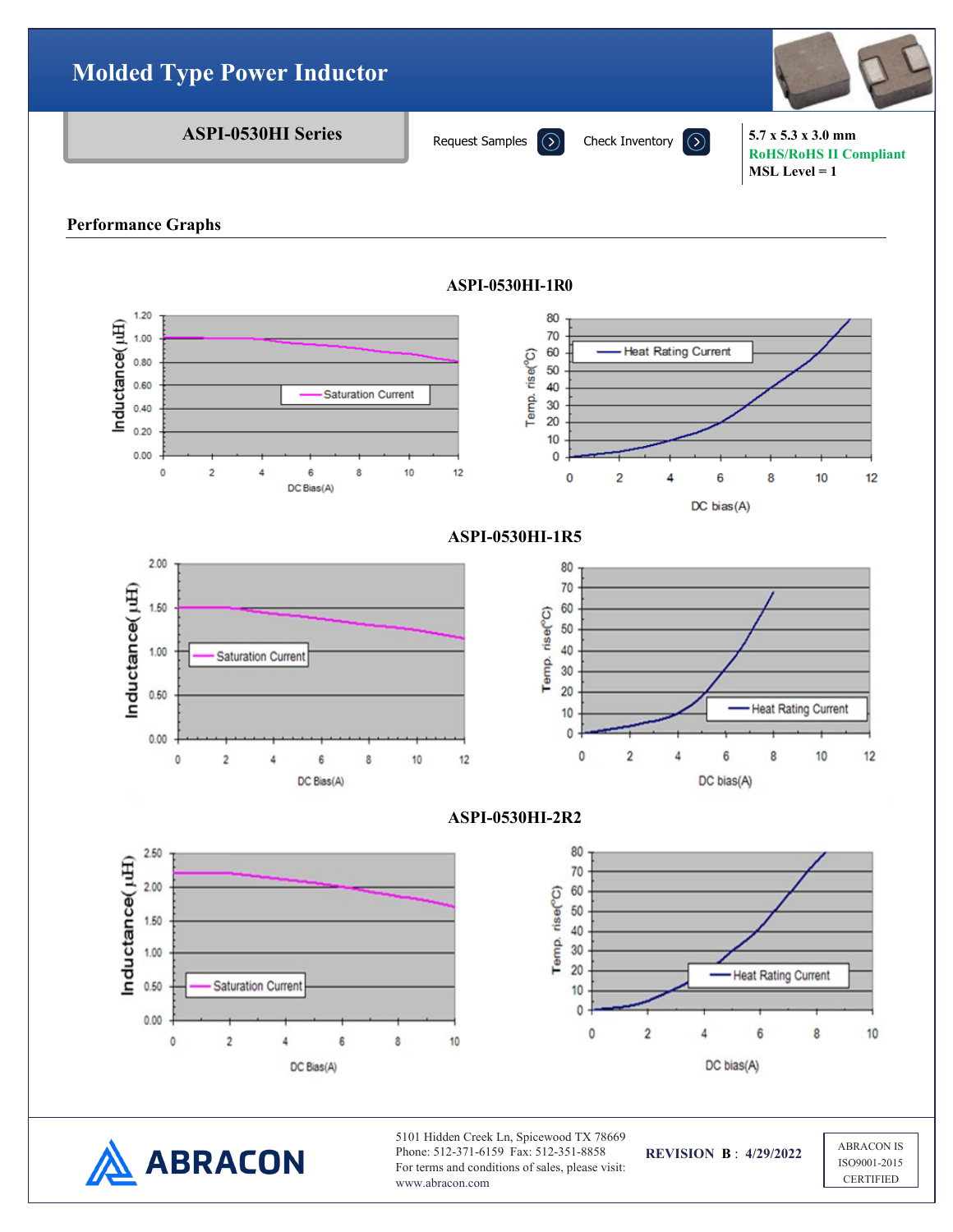# Molded Type Power Inductor

**ASPI-0530HI Series**

Request Samples　Check Inventory

**5.7 x 5.3 x 3.0 mm**
**RoHS/RoHS II Compliant**
**MSL Level = 1**

## Performance Graphs

### ASPI-0530HI-1R0

### ASPI-0530HI-1R5

### ASPI-0530HI-2R2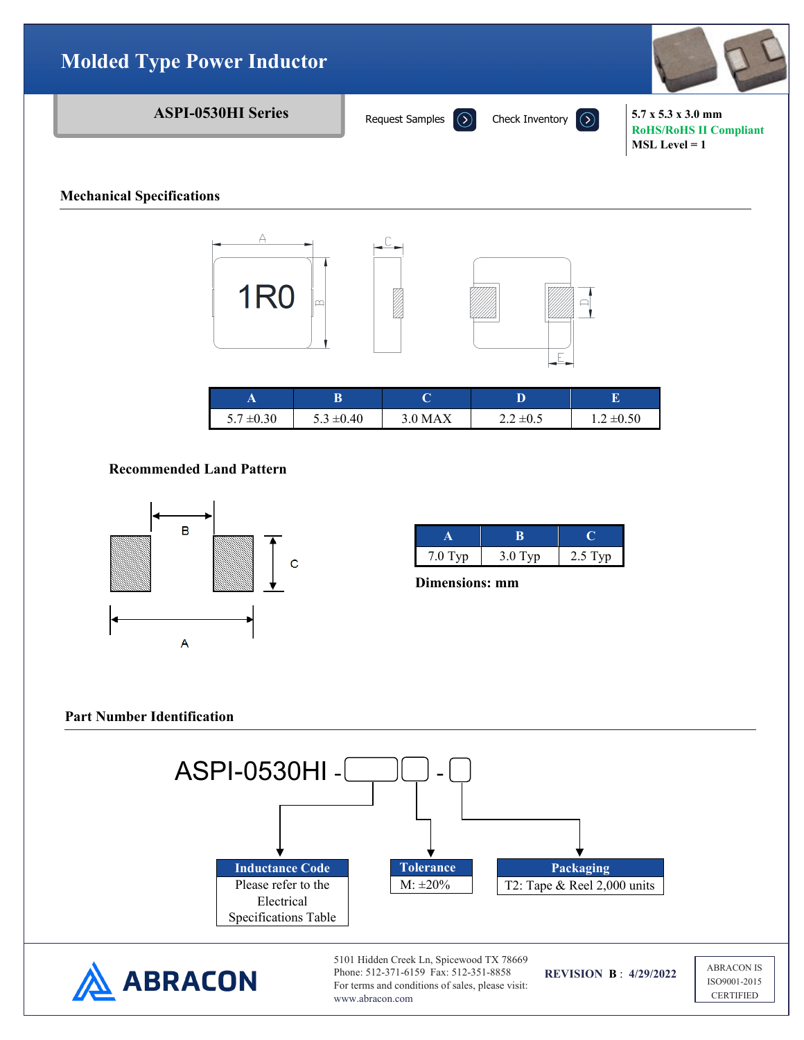# Molded Type Power Inductor

**ASPI-0530HI Series**

Request Samples | Check Inventory

**5.7 x 5.3 x 3.0 mm**
**RoHS/RoHS II Compliant**
**MSL Level = 1**

## Mechanical Specifications

| A | B | C | D | E |
|---|---|---|---|---|
| 5.7 ±0.30 | 5.3 ±0.40 | 3.0 MAX | 2.2 ±0.5 | 1.2 ±0.50 |

### Recommended Land Pattern

| A | B | C |
|---|---|---|
| 7.0 Typ | 3.0 Typ | 2.5 Typ |

**Dimensions: mm**

## Part Number Identification

ASPI-0530HI - [ ][ ] - [ ]

| Inductance Code |
|---|
| Please refer to the Electrical Specifications Table |

| Tolerance |
|---|
| M: ±20% |

| Packaging |
|---|
| T2: Tape & Reel 2,000 units |

ABRACON

5101 Hidden Creek Ln, Spicewood TX 78669
Phone: 512-371-6159 Fax: 512-351-8858
For terms and conditions of sales, please visit:
www.abracon.com

**REVISION B : 4/29/2022**

ABRACON IS ISO9001-2015 CERTIFIED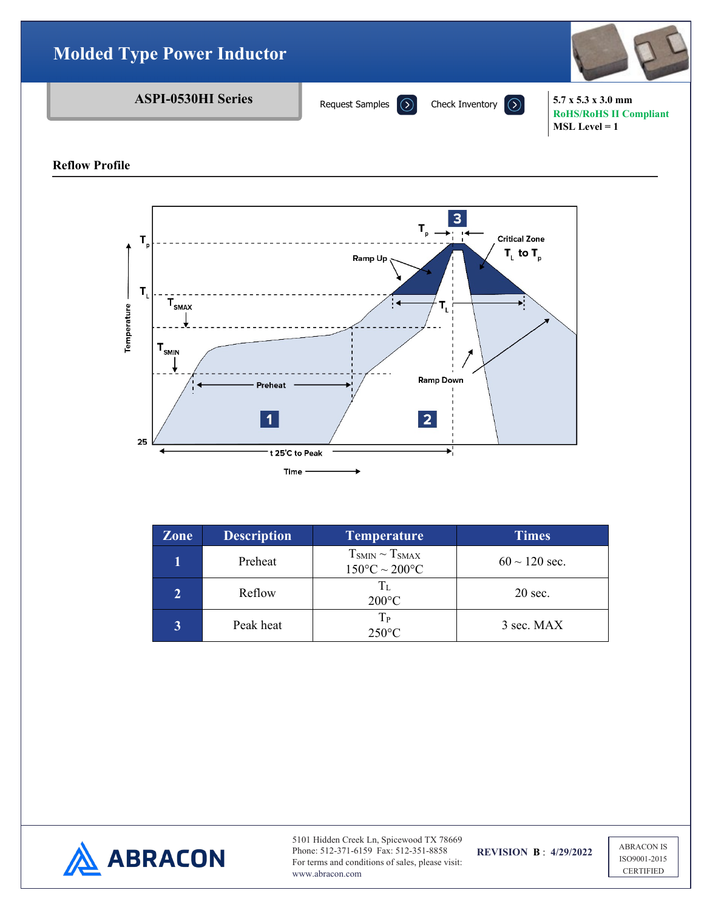# Molded Type Power Inductor

**ASPI-0530HI Series**

Request Samples Check Inventory

**5.7 x 5.3 x 3.0 mm**
**RoHS/RoHS II Compliant**
**MSL Level = 1**

## Reflow Profile

| Zone | Description | Temperature | Times |
|---|---|---|---|
| 1 | Preheat | $T_{SMIN}$ ~ $T_{SMAX}$<br>150°C ~ 200°C | 60 ~ 120 sec. |
| 2 | Reflow | $T_L$<br>200°C | 20 sec. |
| 3 | Peak heat | $T_P$<br>250°C | 3 sec. MAX |

5101 Hidden Creek Ln, Spicewood TX 78669
Phone: 512-371-6159 Fax: 512-351-8858
For terms and conditions of sales, please visit: www.abracon.com

**REVISION B : 4/29/2022**

ABRACON IS ISO9001-2015 CERTIFIED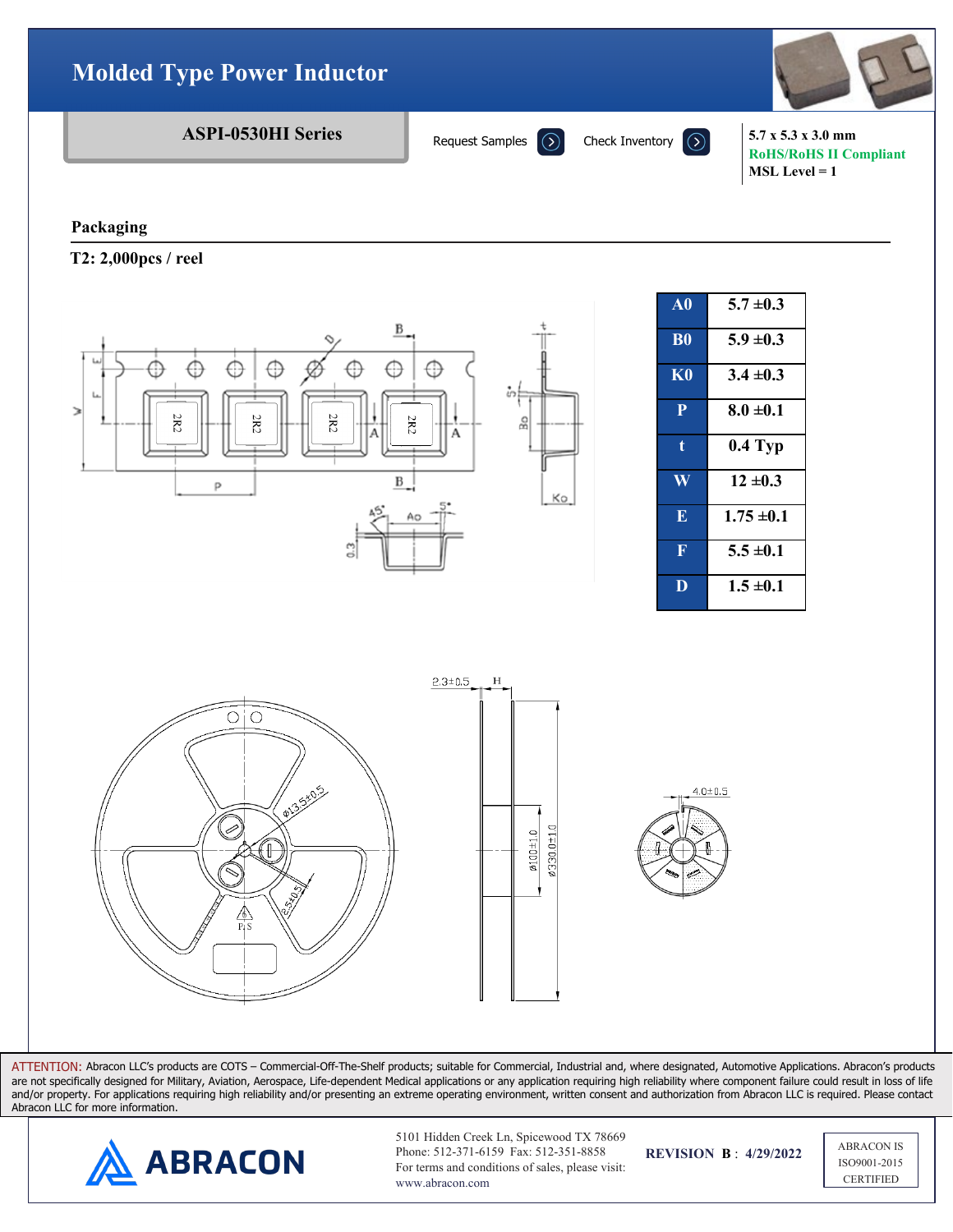# Molded Type Power Inductor

**ASPI-0530HI Series**

Request Samples Check Inventory

**5.7 x 5.3 x 3.0 mm**
**RoHS/RoHS II Compliant**
**MSL Level = 1**

## Packaging

**T2: 2,000pcs / reel**

| | |
|---|---|
| **A0** | **5.7 ±0.3** |
| **B0** | **5.9 ±0.3** |
| **K0** | **3.4 ±0.3** |
| **P** | **8.0 ±0.1** |
| **t** | **0.4 Typ** |
| **W** | **12 ±0.3** |
| **E** | **1.75 ±0.1** |
| **F** | **5.5 ±0.1** |
| **D** | **1.5 ±0.1** |

2.3±0.5
H
Ø13.5±0.5
2.5±0.5
Ø100±1.0
Ø330.0±1.0
4.0±0.5

ATTENTION: Abracon LLC's products are COTS – Commercial-Off-The-Shelf products; suitable for Commercial, Industrial and, where designated, Automotive Applications. Abracon's products are not specifically designed for Military, Aviation, Aerospace, Life-dependent Medical applications or any application requiring high reliability where component failure could result in loss of life and/or property. For applications requiring high reliability and/or presenting an extreme operating environment, written consent and authorization from Abracon LLC is required. Please contact Abracon LLC for more information.

ABRACON

5101 Hidden Creek Ln, Spicewood TX 78669
Phone: 512-371-6159 Fax: 512-351-8858
For terms and conditions of sales, please visit:
www.abracon.com

**REVISION B : 4/29/2022**

ABRACON IS
ISO9001-2015
CERTIFIED